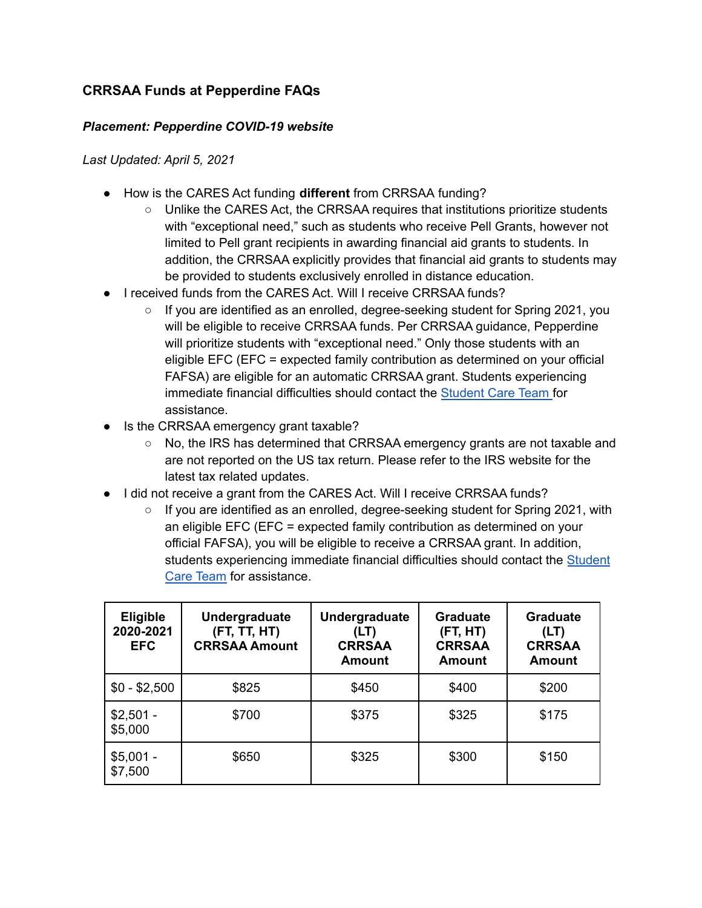### CRRSAA Funds at Pepperdine FAQs

***Placement: Pepperdine COVID-19 website***

*Last Updated: April 5, 2021*

- How is the CARES Act funding **different** from CRRSAA funding?
  - Unlike the CARES Act, the CRRSAA requires that institutions prioritize students with "exceptional need," such as students who receive Pell Grants, however not limited to Pell grant recipients in awarding financial aid grants to students. In addition, the CRRSAA explicitly provides that financial aid grants to students may be provided to students exclusively enrolled in distance education.
- I received funds from the CARES Act. Will I receive CRRSAA funds?
  - If you are identified as an enrolled, degree-seeking student for Spring 2021, you will be eligible to receive CRRSAA funds. Per CRRSAA guidance, Pepperdine will prioritize students with "exceptional need." Only those students with an eligible EFC (EFC = expected family contribution as determined on your official FAFSA) are eligible for an automatic CRRSAA grant. Students experiencing immediate financial difficulties should contact the Student Care Team for assistance.
- Is the CRRSAA emergency grant taxable?
  - No, the IRS has determined that CRRSAA emergency grants are not taxable and are not reported on the US tax return. Please refer to the IRS website for the latest tax related updates.
- I did not receive a grant from the CARES Act. Will I receive CRRSAA funds?
  - If you are identified as an enrolled, degree-seeking student for Spring 2021, with an eligible EFC (EFC = expected family contribution as determined on your official FAFSA), you will be eligible to receive a CRRSAA grant. In addition, students experiencing immediate financial difficulties should contact the Student Care Team for assistance.

| Eligible 2020-2021 EFC | Undergraduate (FT, TT, HT) CRRSAA Amount | Undergraduate (LT) CRRSAA Amount | Graduate (FT, HT) CRRSAA Amount | Graduate (LT) CRRSAA Amount |
|---|---|---|---|---|
| $0 - $2,500 | $825 | $450 | $400 | $200 |
| $2,501 - $5,000 | $700 | $375 | $325 | $175 |
| $5,001 - $7,500 | $650 | $325 | $300 | $150 |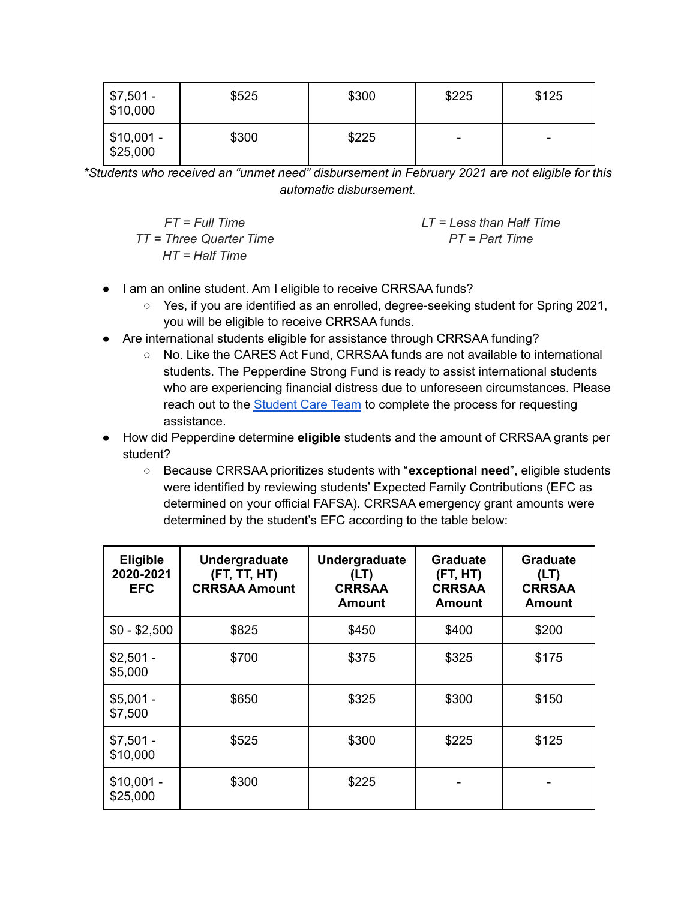| | | | | |
|---|---|---|---|---|
| $7,501 - $10,000 | $525 | $300 | $225 | $125 |
| $10,001 - $25,000 | $300 | $225 | - | - |

*\*Students who received an "unmet need" disbursement in February 2021 are not eligible for this automatic disbursement.*

*FT = Full Time*
*TT = Three Quarter Time*
*HT = Half Time*
*LT = Less than Half Time*
*PT = Part Time*

- I am an online student. Am I eligible to receive CRRSAA funds?
  - Yes, if you are identified as an enrolled, degree-seeking student for Spring 2021, you will be eligible to receive CRRSAA funds.
- Are international students eligible for assistance through CRRSAA funding?
  - No. Like the CARES Act Fund, CRRSAA funds are not available to international students. The Pepperdine Strong Fund is ready to assist international students who are experiencing financial distress due to unforeseen circumstances. Please reach out to the Student Care Team to complete the process for requesting assistance.
- How did Pepperdine determine **eligible** students and the amount of CRRSAA grants per student?
  - Because CRRSAA prioritizes students with "**exceptional need**", eligible students were identified by reviewing students' Expected Family Contributions (EFC as determined on your official FAFSA). CRRSAA emergency grant amounts were determined by the student's EFC according to the table below:

| Eligible 2020-2021 EFC | Undergraduate (FT, TT, HT) CRRSAA Amount | Undergraduate (LT) CRRSAA Amount | Graduate (FT, HT) CRRSAA Amount | Graduate (LT) CRRSAA Amount |
|---|---|---|---|---|
| $0 - $2,500 | $825 | $450 | $400 | $200 |
| $2,501 - $5,000 | $700 | $375 | $325 | $175 |
| $5,001 - $7,500 | $650 | $325 | $300 | $150 |
| $7,501 - $10,000 | $525 | $300 | $225 | $125 |
| $10,001 - $25,000 | $300 | $225 | - | - |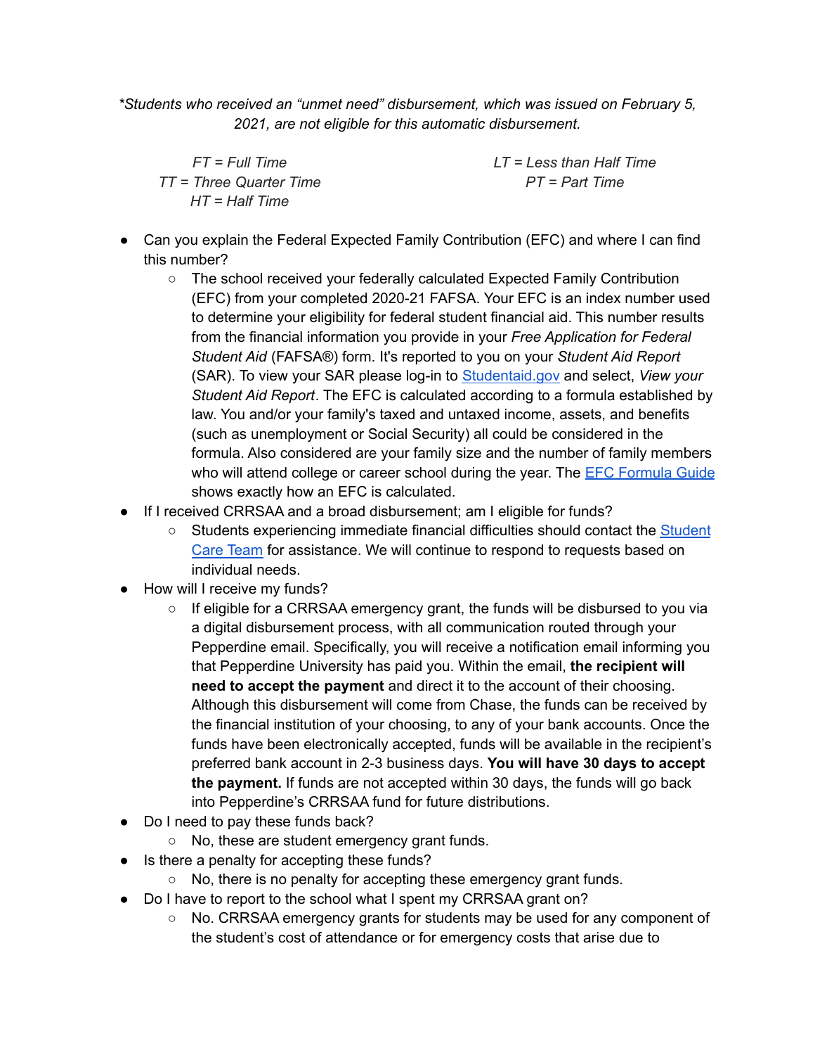*\*Students who received an "unmet need" disbursement, which was issued on February 5, 2021, are not eligible for this automatic disbursement.*

*FT = Full Time*
*TT = Three Quarter Time*
*HT = Half Time*
*LT = Less than Half Time*
*PT = Part Time*

- Can you explain the Federal Expected Family Contribution (EFC) and where I can find this number?
  - The school received your federally calculated Expected Family Contribution (EFC) from your completed 2020-21 FAFSA. Your EFC is an index number used to determine your eligibility for federal student financial aid. This number results from the financial information you provide in your *Free Application for Federal Student Aid* (FAFSA®) form. It's reported to you on your *Student Aid Report* (SAR). To view your SAR please log-in to [Studentaid.gov]() and select, *View your Student Aid Report*. The EFC is calculated according to a formula established by law. You and/or your family's taxed and untaxed income, assets, and benefits (such as unemployment or Social Security) all could be considered in the formula. Also considered are your family size and the number of family members who will attend college or career school during the year. The [EFC Formula Guide]() shows exactly how an EFC is calculated.
- If I received CRRSAA and a broad disbursement; am I eligible for funds?
  - Students experiencing immediate financial difficulties should contact the [Student Care Team]() for assistance. We will continue to respond to requests based on individual needs.
- How will I receive my funds?
  - If eligible for a CRRSAA emergency grant, the funds will be disbursed to you via a digital disbursement process, with all communication routed through your Pepperdine email. Specifically, you will receive a notification email informing you that Pepperdine University has paid you. Within the email, **the recipient will need to accept the payment** and direct it to the account of their choosing. Although this disbursement will come from Chase, the funds can be received by the financial institution of your choosing, to any of your bank accounts. Once the funds have been electronically accepted, funds will be available in the recipient's preferred bank account in 2-3 business days. **You will have 30 days to accept the payment.** If funds are not accepted within 30 days, the funds will go back into Pepperdine's CRRSAA fund for future distributions.
- Do I need to pay these funds back?
  - No, these are student emergency grant funds.
- Is there a penalty for accepting these funds?
  - No, there is no penalty for accepting these emergency grant funds.
- Do I have to report to the school what I spent my CRRSAA grant on?
  - No. CRRSAA emergency grants for students may be used for any component of the student's cost of attendance or for emergency costs that arise due to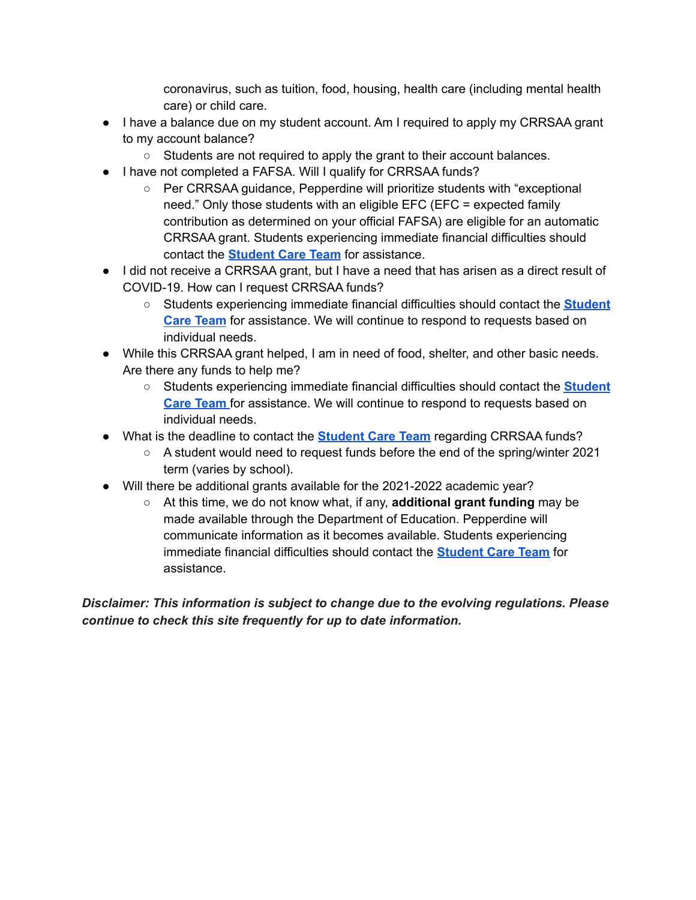coronavirus, such as tuition, food, housing, health care (including mental health care) or child care.

- I have a balance due on my student account. Am I required to apply my CRRSAA grant to my account balance?
    - Students are not required to apply the grant to their account balances.
- I have not completed a FAFSA. Will I qualify for CRRSAA funds?
    - Per CRRSAA guidance, Pepperdine will prioritize students with "exceptional need." Only those students with an eligible EFC (EFC = expected family contribution as determined on your official FAFSA) are eligible for an automatic CRRSAA grant. Students experiencing immediate financial difficulties should contact the **Student Care Team** for assistance.
- I did not receive a CRRSAA grant, but I have a need that has arisen as a direct result of COVID-19. How can I request CRRSAA funds?
    - Students experiencing immediate financial difficulties should contact the **Student Care Team** for assistance. We will continue to respond to requests based on individual needs.
- While this CRRSAA grant helped, I am in need of food, shelter, and other basic needs. Are there any funds to help me?
    - Students experiencing immediate financial difficulties should contact the **Student Care Team** for assistance. We will continue to respond to requests based on individual needs.
- What is the deadline to contact the **Student Care Team** regarding CRRSAA funds?
    - A student would need to request funds before the end of the spring/winter 2021 term (varies by school).
- Will there be additional grants available for the 2021-2022 academic year?
    - At this time, we do not know what, if any, **additional grant funding** may be made available through the Department of Education. Pepperdine will communicate information as it becomes available. Students experiencing immediate financial difficulties should contact the **Student Care Team** for assistance.

***Disclaimer: This information is subject to change due to the evolving regulations. Please continue to check this site frequently for up to date information.***